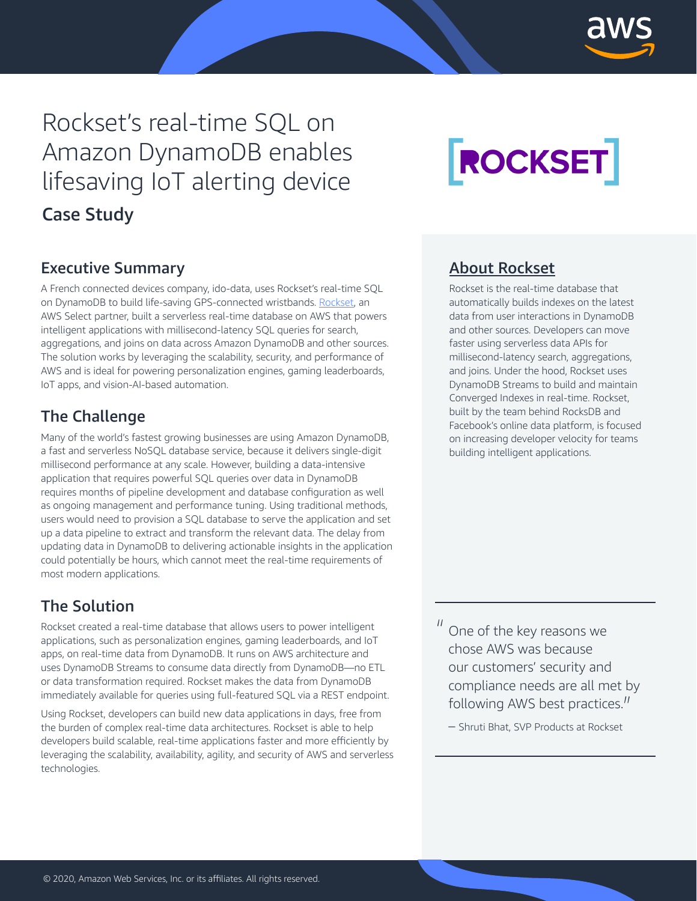# Rockset's real-time SQL on Amazon DynamoDB enables lifesaving IoT alerting device

## Case Study

ROCKSET

## Executive Summary

A French connected devices company, ido-data, uses Rockset's real-time SQL on DynamoDB to build life-saving GPS-connected wristbands. Rockset, an AWS Select partner, built a serverless real-time database on AWS that powers intelligent applications with millisecond-latency SQL queries for search, aggregations, and joins on data across Amazon DynamoDB and other sources. The solution works by leveraging the scalability, security, and performance of AWS and is ideal for powering personalization engines, gaming leaderboards, IoT apps, and vision-AI-based automation.

## The Challenge

Many of the world's fastest growing businesses are using Amazon DynamoDB, a fast and serverless NoSQL database service, because it delivers single-digit millisecond performance at any scale. However, building a data-intensive application that requires powerful SQL queries over data in DynamoDB requires months of pipeline development and database configuration as well as ongoing management and performance tuning. Using traditional methods, users would need to provision a SQL database to serve the application and set up a data pipeline to extract and transform the relevant data. The delay from updating data in DynamoDB to delivering actionable insights in the application could potentially be hours, which cannot meet the real-time requirements of most modern applications.

## The Solution

Rockset created a real-time database that allows users to power intelligent applications, such as personalization engines, gaming leaderboards, and IoT apps, on real-time data from DynamoDB. It runs on AWS architecture and uses DynamoDB Streams to consume data directly from DynamoDB—no ETL or data transformation required. Rockset makes the data from DynamoDB immediately available for queries using full-featured SQL via a REST endpoint.

Using Rockset, developers can build new data applications in days, free from the burden of complex real-time data architectures. Rockset is able to help developers build scalable, real-time applications faster and more efficiently by leveraging the scalability, availability, agility, and security of AWS and serverless technologies.

## About Rockset

Rockset is the real-time database that automatically builds indexes on the latest data from user interactions in DynamoDB and other sources. Developers can move faster using serverless data APIs for millisecond-latency search, aggregations, and joins. Under the hood, Rockset uses DynamoDB Streams to build and maintain Converged Indexes in real-time. Rockset, built by the team behind RocksDB and Facebook's online data platform, is focused on increasing developer velocity for teams building intelligent applications.

> "One of the key reasons we chose AWS was because our customers' security and compliance needs are all met by following AWS best practices."
>
> — Shruti Bhat, SVP Products at Rockset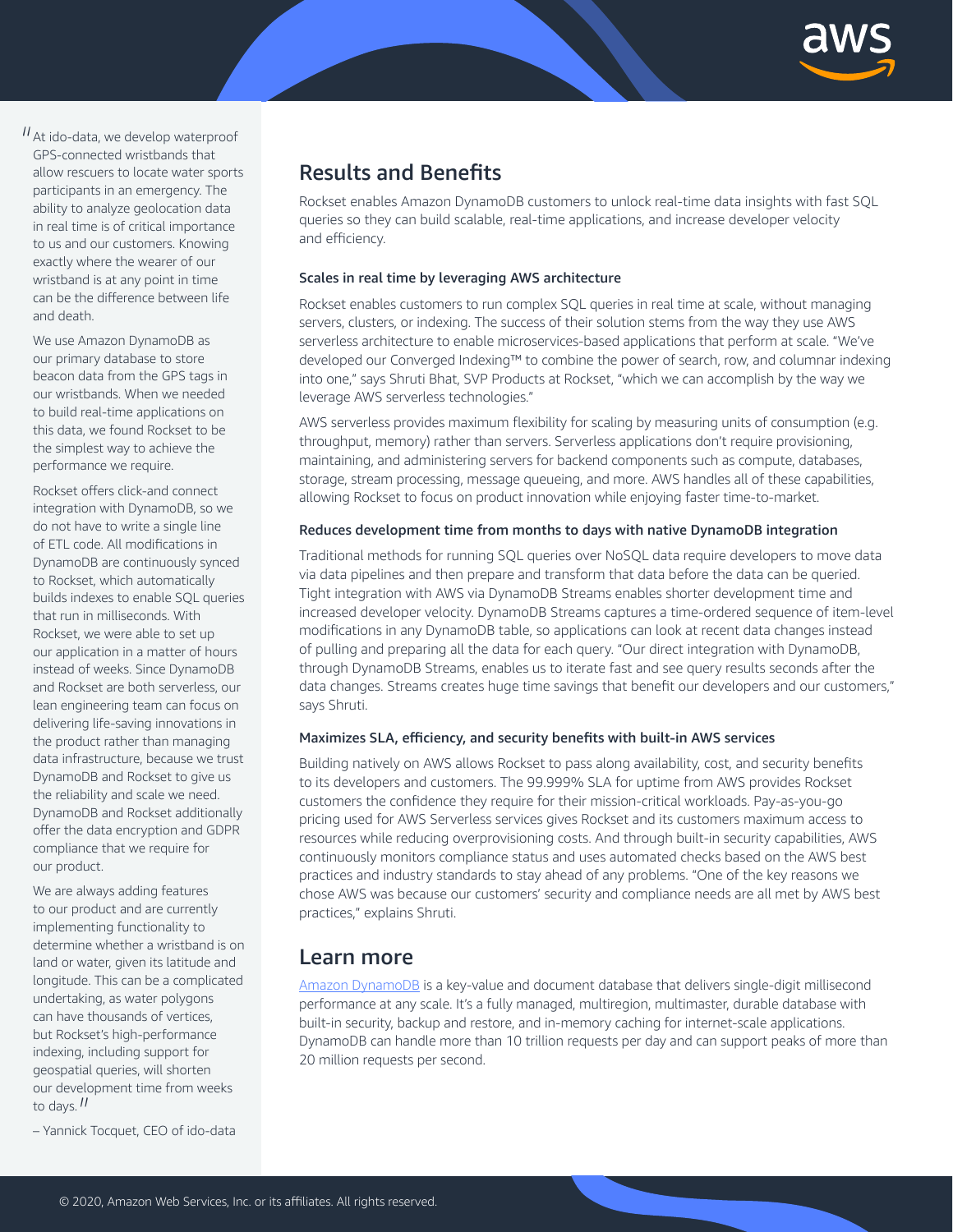"At ido-data, we develop waterproof GPS-connected wristbands that allow rescuers to locate water sports participants in an emergency. The ability to analyze geolocation data in real time is of critical importance to us and our customers. Knowing exactly where the wearer of our wristband is at any point in time can be the difference between life and death.

We use Amazon DynamoDB as our primary database to store beacon data from the GPS tags in our wristbands. When we needed to build real-time applications on this data, we found Rockset to be the simplest way to achieve the performance we require.

Rockset offers click-and connect integration with DynamoDB, so we do not have to write a single line of ETL code. All modifications in DynamoDB are continuously synced to Rockset, which automatically builds indexes to enable SQL queries that run in milliseconds. With Rockset, we were able to set up our application in a matter of hours instead of weeks. Since DynamoDB and Rockset are both serverless, our lean engineering team can focus on delivering life-saving innovations in the product rather than managing data infrastructure, because we trust DynamoDB and Rockset to give us the reliability and scale we need. DynamoDB and Rockset additionally offer the data encryption and GDPR compliance that we require for our product.

We are always adding features to our product and are currently implementing functionality to determine whether a wristband is on land or water, given its latitude and longitude. This can be a complicated undertaking, as water polygons can have thousands of vertices, but Rockset's high-performance indexing, including support for geospatial queries, will shorten our development time from weeks to days."

– Yannick Tocquet, CEO of ido-data

## Results and Benefits

Rockset enables Amazon DynamoDB customers to unlock real-time data insights with fast SQL queries so they can build scalable, real-time applications, and increase developer velocity and efficiency.

#### Scales in real time by leveraging AWS architecture

Rockset enables customers to run complex SQL queries in real time at scale, without managing servers, clusters, or indexing. The success of their solution stems from the way they use AWS serverless architecture to enable microservices-based applications that perform at scale. "We've developed our Converged Indexing™ to combine the power of search, row, and columnar indexing into one," says Shruti Bhat, SVP Products at Rockset, "which we can accomplish by the way we leverage AWS serverless technologies."

AWS serverless provides maximum flexibility for scaling by measuring units of consumption (e.g. throughput, memory) rather than servers. Serverless applications don't require provisioning, maintaining, and administering servers for backend components such as compute, databases, storage, stream processing, message queueing, and more. AWS handles all of these capabilities, allowing Rockset to focus on product innovation while enjoying faster time-to-market.

#### Reduces development time from months to days with native DynamoDB integration

Traditional methods for running SQL queries over NoSQL data require developers to move data via data pipelines and then prepare and transform that data before the data can be queried. Tight integration with AWS via DynamoDB Streams enables shorter development time and increased developer velocity. DynamoDB Streams captures a time-ordered sequence of item-level modifications in any DynamoDB table, so applications can look at recent data changes instead of pulling and preparing all the data for each query. "Our direct integration with DynamoDB, through DynamoDB Streams, enables us to iterate fast and see query results seconds after the data changes. Streams creates huge time savings that benefit our developers and our customers," says Shruti.

#### Maximizes SLA, efficiency, and security benefits with built-in AWS services

Building natively on AWS allows Rockset to pass along availability, cost, and security benefits to its developers and customers. The 99.999% SLA for uptime from AWS provides Rockset customers the confidence they require for their mission-critical workloads. Pay-as-you-go pricing used for AWS Serverless services gives Rockset and its customers maximum access to resources while reducing overprovisioning costs. And through built-in security capabilities, AWS continuously monitors compliance status and uses automated checks based on the AWS best practices and industry standards to stay ahead of any problems. "One of the key reasons we chose AWS was because our customers' security and compliance needs are all met by AWS best practices," explains Shruti.

## Learn more

Amazon DynamoDB is a key-value and document database that delivers single-digit millisecond performance at any scale. It's a fully managed, multiregion, multimaster, durable database with built-in security, backup and restore, and in-memory caching for internet-scale applications. DynamoDB can handle more than 10 trillion requests per day and can support peaks of more than 20 million requests per second.

© 2020, Amazon Web Services, Inc. or its affiliates. All rights reserved.